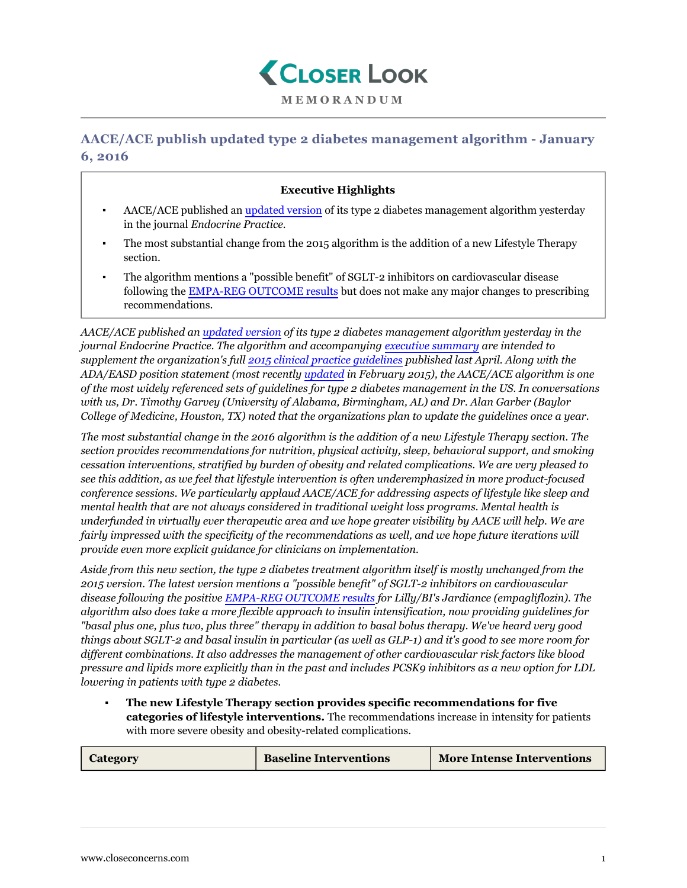# AACE/ACE publish updated type 2 diabetes management algorithm - January 6, 2016

**Executive Highlights**

- AACE/ACE published an updated version of its type 2 diabetes management algorithm yesterday in the journal *Endocrine Practice.*
- The most substantial change from the 2015 algorithm is the addition of a new Lifestyle Therapy section.
- The algorithm mentions a "possible benefit" of SGLT-2 inhibitors on cardiovascular disease following the EMPA-REG OUTCOME results but does not make any major changes to prescribing recommendations.

*AACE/ACE published an updated version of its type 2 diabetes management algorithm yesterday in the journal Endocrine Practice. The algorithm and accompanying executive summary are intended to supplement the organization's full 2015 clinical practice guidelines published last April. Along with the ADA/EASD position statement (most recently updated in February 2015), the AACE/ACE algorithm is one of the most widely referenced sets of guidelines for type 2 diabetes management in the US. In conversations with us, Dr. Timothy Garvey (University of Alabama, Birmingham, AL) and Dr. Alan Garber (Baylor College of Medicine, Houston, TX) noted that the organizations plan to update the guidelines once a year.*

*The most substantial change in the 2016 algorithm is the addition of a new Lifestyle Therapy section. The section provides recommendations for nutrition, physical activity, sleep, behavioral support, and smoking cessation interventions, stratified by burden of obesity and related complications. We are very pleased to see this addition, as we feel that lifestyle intervention is often underemphasized in more product-focused conference sessions. We particularly applaud AACE/ACE for addressing aspects of lifestyle like sleep and mental health that are not always considered in traditional weight loss programs. Mental health is underfunded in virtually ever therapeutic area and we hope greater visibility by AACE will help. We are fairly impressed with the specificity of the recommendations as well, and we hope future iterations will provide even more explicit guidance for clinicians on implementation.*

*Aside from this new section, the type 2 diabetes treatment algorithm itself is mostly unchanged from the 2015 version. The latest version mentions a "possible benefit" of SGLT-2 inhibitors on cardiovascular disease following the positive EMPA-REG OUTCOME results for Lilly/BI's Jardiance (empagliflozin). The algorithm also does take a more flexible approach to insulin intensification, now providing guidelines for "basal plus one, plus two, plus three" therapy in addition to basal bolus therapy. We've heard very good things about SGLT-2 and basal insulin in particular (as well as GLP-1) and it's good to see more room for different combinations. It also addresses the management of other cardiovascular risk factors like blood pressure and lipids more explicitly than in the past and includes PCSK9 inhibitors as a new option for LDL lowering in patients with type 2 diabetes.*

- **The new Lifestyle Therapy section provides specific recommendations for five categories of lifestyle interventions.** The recommendations increase in intensity for patients with more severe obesity and obesity-related complications.

| Category | Baseline Interventions | More Intense Interventions |
|---|---|---|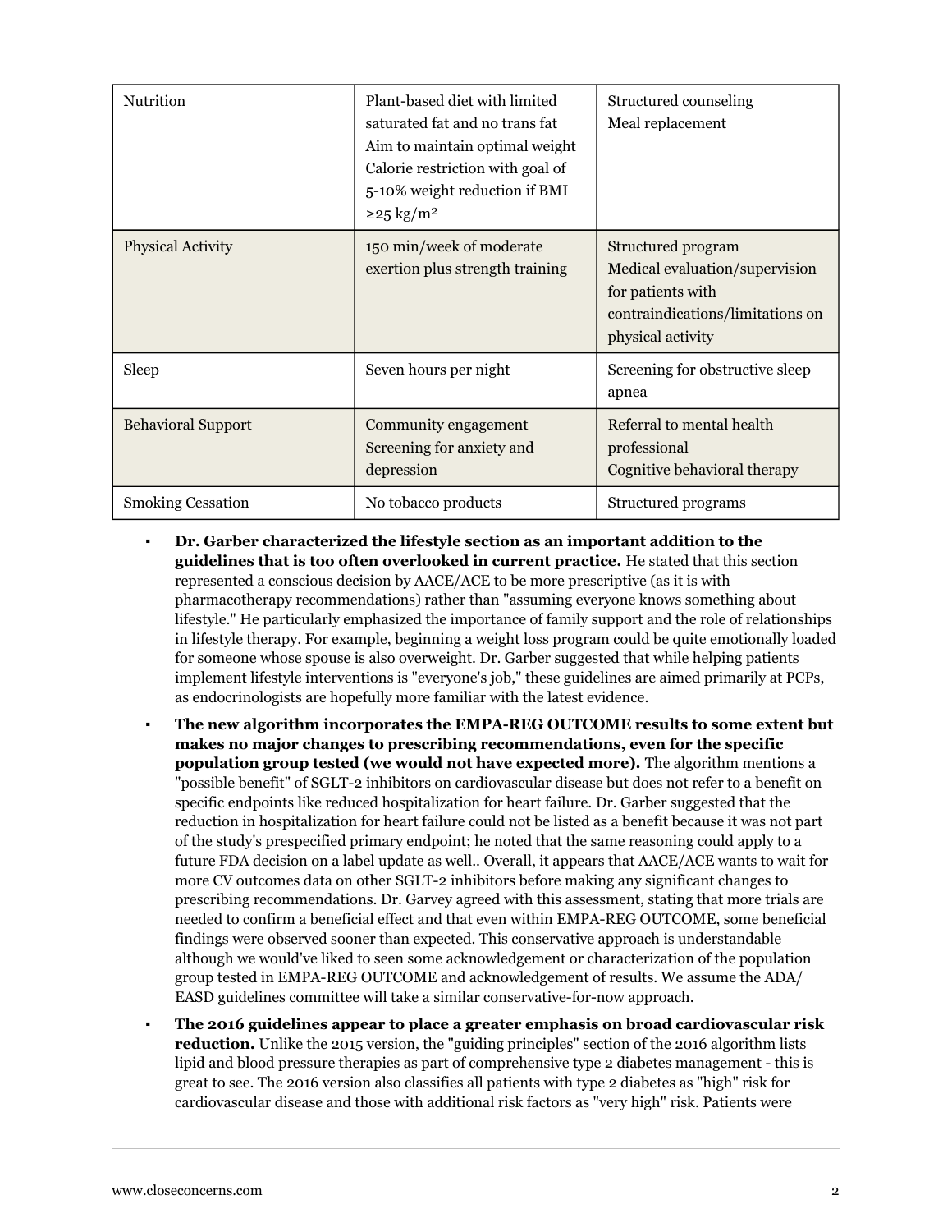| Nutrition | Plant-based diet with limited saturated fat and no trans fat<br>Aim to maintain optimal weight<br>Calorie restriction with goal of 5-10% weight reduction if BMI ≥25 kg/m² | Structured counseling<br>Meal replacement |
|---|---|---|
| Physical Activity | 150 min/week of moderate exertion plus strength training | Structured program<br>Medical evaluation/supervision for patients with contraindications/limitations on physical activity |
| Sleep | Seven hours per night | Screening for obstructive sleep apnea |
| Behavioral Support | Community engagement<br>Screening for anxiety and depression | Referral to mental health professional<br>Cognitive behavioral therapy |
| Smoking Cessation | No tobacco products | Structured programs |

- **Dr. Garber characterized the lifestyle section as an important addition to the guidelines that is too often overlooked in current practice.** He stated that this section represented a conscious decision by AACE/ACE to be more prescriptive (as it is with pharmacotherapy recommendations) rather than "assuming everyone knows something about lifestyle." He particularly emphasized the importance of family support and the role of relationships in lifestyle therapy. For example, beginning a weight loss program could be quite emotionally loaded for someone whose spouse is also overweight. Dr. Garber suggested that while helping patients implement lifestyle interventions is "everyone's job," these guidelines are aimed primarily at PCPs, as endocrinologists are hopefully more familiar with the latest evidence.
- **The new algorithm incorporates the EMPA-REG OUTCOME results to some extent but makes no major changes to prescribing recommendations, even for the specific population group tested (we would not have expected more).** The algorithm mentions a "possible benefit" of SGLT-2 inhibitors on cardiovascular disease but does not refer to a benefit on specific endpoints like reduced hospitalization for heart failure. Dr. Garber suggested that the reduction in hospitalization for heart failure could not be listed as a benefit because it was not part of the study's prespecified primary endpoint; he noted that the same reasoning could apply to a future FDA decision on a label update as well.. Overall, it appears that AACE/ACE wants to wait for more CV outcomes data on other SGLT-2 inhibitors before making any significant changes to prescribing recommendations. Dr. Garvey agreed with this assessment, stating that more trials are needed to confirm a beneficial effect and that even within EMPA-REG OUTCOME, some beneficial findings were observed sooner than expected. This conservative approach is understandable although we would've liked to seen some acknowledgement or characterization of the population group tested in EMPA-REG OUTCOME and acknowledgement of results. We assume the ADA/EASD guidelines committee will take a similar conservative-for-now approach.
- **The 2016 guidelines appear to place a greater emphasis on broad cardiovascular risk reduction.** Unlike the 2015 version, the "guiding principles" section of the 2016 algorithm lists lipid and blood pressure therapies as part of comprehensive type 2 diabetes management - this is great to see. The 2016 version also classifies all patients with type 2 diabetes as "high" risk for cardiovascular disease and those with additional risk factors as "very high" risk. Patients were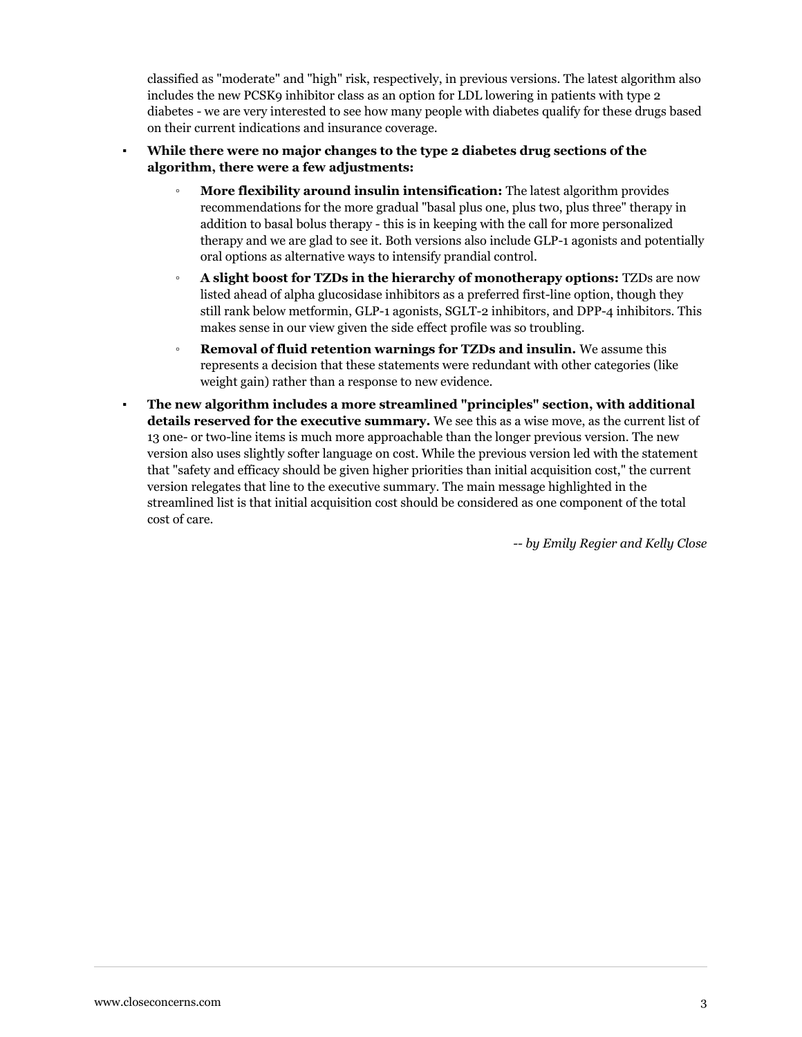classified as "moderate" and "high" risk, respectively, in previous versions. The latest algorithm also includes the new PCSK9 inhibitor class as an option for LDL lowering in patients with type 2 diabetes - we are very interested to see how many people with diabetes qualify for these drugs based on their current indications and insurance coverage.

- **While there were no major changes to the type 2 diabetes drug sections of the algorithm, there were a few adjustments:**
  - **More flexibility around insulin intensification:** The latest algorithm provides recommendations for the more gradual "basal plus one, plus two, plus three" therapy in addition to basal bolus therapy - this is in keeping with the call for more personalized therapy and we are glad to see it. Both versions also include GLP-1 agonists and potentially oral options as alternative ways to intensify prandial control.
  - **A slight boost for TZDs in the hierarchy of monotherapy options:** TZDs are now listed ahead of alpha glucosidase inhibitors as a preferred first-line option, though they still rank below metformin, GLP-1 agonists, SGLT-2 inhibitors, and DPP-4 inhibitors. This makes sense in our view given the side effect profile was so troubling.
  - **Removal of fluid retention warnings for TZDs and insulin.** We assume this represents a decision that these statements were redundant with other categories (like weight gain) rather than a response to new evidence.
- **The new algorithm includes a more streamlined "principles" section, with additional details reserved for the executive summary.** We see this as a wise move, as the current list of 13 one- or two-line items is much more approachable than the longer previous version. The new version also uses slightly softer language on cost. While the previous version led with the statement that "safety and efficacy should be given higher priorities than initial acquisition cost," the current version relegates that line to the executive summary. The main message highlighted in the streamlined list is that initial acquisition cost should be considered as one component of the total cost of care.

*-- by Emily Regier and Kelly Close*